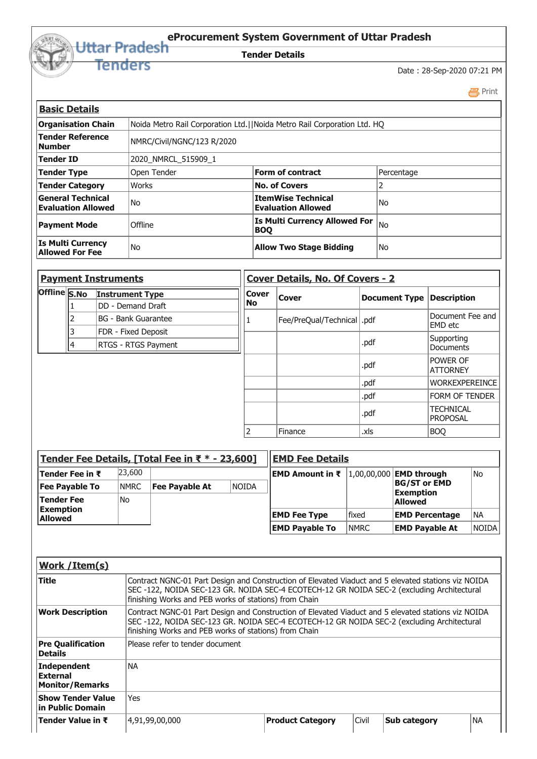# eProcurement System Government of Uttar Pradesh

## Tender Details

Date : 28-Sep-2020 07:21 PM

### Basic Details

| | | | |
|---|---|---|---|
| **Organisation Chain** | Noida Metro Rail Corporation Ltd.\|\|Noida Metro Rail Corporation Ltd. HQ | | |
| **Tender Reference Number** | NMRC/Civil/NGNC/123 R/2020 | | |
| **Tender ID** | 2020_NMRCL_515909_1 | | |
| **Tender Type** | Open Tender | **Form of contract** | Percentage |
| **Tender Category** | Works | **No. of Covers** | 2 |
| **General Technical Evaluation Allowed** | No | **ItemWise Technical Evaluation Allowed** | No |
| **Payment Mode** | Offline | **Is Multi Currency Allowed For BOQ** | No |
| **Is Multi Currency Allowed For Fee** | No | **Allow Two Stage Bidding** | No |

### Payment Instruments

| Offline | S.No | Instrument Type |
|---|---|---|
| | 1 | DD - Demand Draft |
| | 2 | BG - Bank Guarantee |
| | 3 | FDR - Fixed Deposit |
| | 4 | RTGS - RTGS Payment |

### Cover Details, No. Of Covers - 2

| Cover No | Cover | Document Type | Description |
|---|---|---|---|
| 1 | Fee/PreQual/Technical | .pdf | Document Fee and EMD etc |
| | | .pdf | Supporting Documents |
| | | .pdf | POWER OF ATTORNEY |
| | | .pdf | WORKEXPEREINCE |
| | | .pdf | FORM OF TENDER |
| | | .pdf | TECHNICAL PROPOSAL |
| 2 | Finance | .xls | BOQ |

### Tender Fee Details, [Total Fee in ₹ * - 23,600]

| | | | |
|---|---|---|---|
| **Tender Fee in ₹** | 23,600 | | |
| **Fee Payable To** | NMRC | **Fee Payable At** | NOIDA |
| **Tender Fee Exemption Allowed** | No | | |

### EMD Fee Details

| | | | |
|---|---|---|---|
| **EMD Amount in ₹** | 1,00,00,000 | **EMD through BG/ST or EMD Exemption Allowed** | No |
| **EMD Fee Type** | fixed | **EMD Percentage** | NA |
| **EMD Payable To** | NMRC | **EMD Payable At** | NOIDA |

### Work /Item(s)

| | | | | | |
|---|---|---|---|---|---|
| **Title** | Contract NGNC-01 Part Design and Construction of Elevated Viaduct and 5 elevated stations viz NOIDA SEC -122, NOIDA SEC-123 GR. NOIDA SEC-4 ECOTECH-12 GR NOIDA SEC-2 (excluding Architectural finishing Works and PEB works of stations) from Chain | | | | |
| **Work Description** | Contract NGNC-01 Part Design and Construction of Elevated Viaduct and 5 elevated stations viz NOIDA SEC -122, NOIDA SEC-123 GR. NOIDA SEC-4 ECOTECH-12 GR NOIDA SEC-2 (excluding Architectural finishing Works and PEB works of stations) from Chain | | | | |
| **Pre Qualification Details** | Please refer to tender document | | | | |
| **Independent External Monitor/Remarks** | NA | | | | |
| **Show Tender Value in Public Domain** | Yes | | | | |
| **Tender Value in ₹** | 4,91,99,00,000 | **Product Category** | Civil | **Sub category** | NA |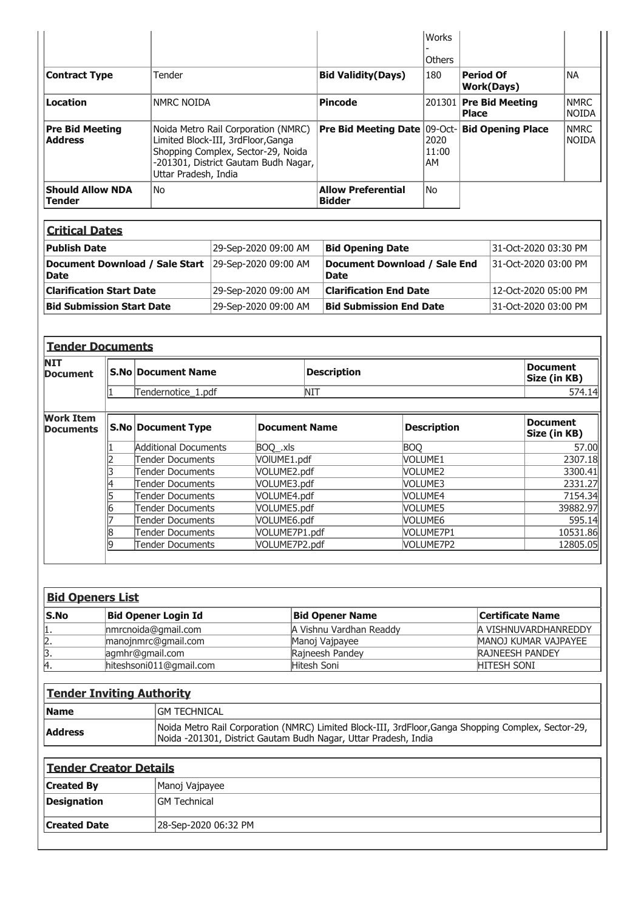| | | | | | |
|---|---|---|---|---|---|
| | | | Works - Others | | |
| **Contract Type** | Tender | **Bid Validity(Days)** | 180 | **Period Of Work(Days)** | NA |
| **Location** | NMRC NOIDA | **Pincode** | 201301 | **Pre Bid Meeting Place** | NMRC NOIDA |
| **Pre Bid Meeting Address** | Noida Metro Rail Corporation (NMRC) Limited Block-III, 3rdFloor,Ganga Shopping Complex, Sector-29, Noida -201301, District Gautam Budh Nagar, Uttar Pradesh, India | **Pre Bid Meeting Date** | 09-Oct-2020 11:00 AM | **Bid Opening Place** | NMRC NOIDA |
| **Should Allow NDA Tender** | No | **Allow Preferential Bidder** | No | | |

## Critical Dates

| | | | |
|---|---|---|---|
| **Publish Date** | 29-Sep-2020 09:00 AM | **Bid Opening Date** | 31-Oct-2020 03:30 PM |
| **Document Download / Sale Start Date** | 29-Sep-2020 09:00 AM | **Document Download / Sale End Date** | 31-Oct-2020 03:00 PM |
| **Clarification Start Date** | 29-Sep-2020 09:00 AM | **Clarification End Date** | 12-Oct-2020 05:00 PM |
| **Bid Submission Start Date** | 29-Sep-2020 09:00 AM | **Bid Submission End Date** | 31-Oct-2020 03:00 PM |

## Tender Documents

**NIT Document**

| S.No | Document Name | Description | Document Size (in KB) |
|---|---|---|---|
| 1 | Tendernotice_1.pdf | NIT | 574.14 |

**Work Item Documents**

| S.No | Document Type | Document Name | Description | Document Size (in KB) |
|---|---|---|---|---|
| 1 | Additional Documents | BOQ_.xls | BOQ | 57.00 |
| 2 | Tender Documents | VOlUME1.pdf | VOLUME1 | 2307.18 |
| 3 | Tender Documents | VOLUME2.pdf | VOLUME2 | 3300.41 |
| 4 | Tender Documents | VOLUME3.pdf | VOLUME3 | 2331.27 |
| 5 | Tender Documents | VOLUME4.pdf | VOLUME4 | 7154.34 |
| 6 | Tender Documents | VOLUME5.pdf | VOLUME5 | 39882.97 |
| 7 | Tender Documents | VOLUME6.pdf | VOLUME6 | 595.14 |
| 8 | Tender Documents | VOLUME7P1.pdf | VOLUME7P1 | 10531.86 |
| 9 | Tender Documents | VOLUME7P2.pdf | VOLUME7P2 | 12805.05 |

## Bid Openers List

| S.No | Bid Opener Login Id | Bid Opener Name | Certificate Name |
|---|---|---|---|
| 1. | nmrcnoida@gmail.com | A Vishnu Vardhan Readdy | A VISHNUVARDHANREDDY |
| 2. | manojnmrc@gmail.com | Manoj Vajpayee | MANOJ KUMAR VAJPAYEE |
| 3. | agmhr@gmail.com | Rajneesh Pandey | RAJNEESH PANDEY |
| 4. | hiteshsoni011@gmail.com | Hitesh Soni | HITESH SONI |

## Tender Inviting Authority

| | |
|---|---|
| **Name** | GM TECHNICAL |
| **Address** | Noida Metro Rail Corporation (NMRC) Limited Block-III, 3rdFloor,Ganga Shopping Complex, Sector-29, Noida -201301, District Gautam Budh Nagar, Uttar Pradesh, India |

## Tender Creator Details

| | |
|---|---|
| **Created By** | Manoj Vajpayee |
| **Designation** | GM Technical |
| **Created Date** | 28-Sep-2020 06:32 PM |